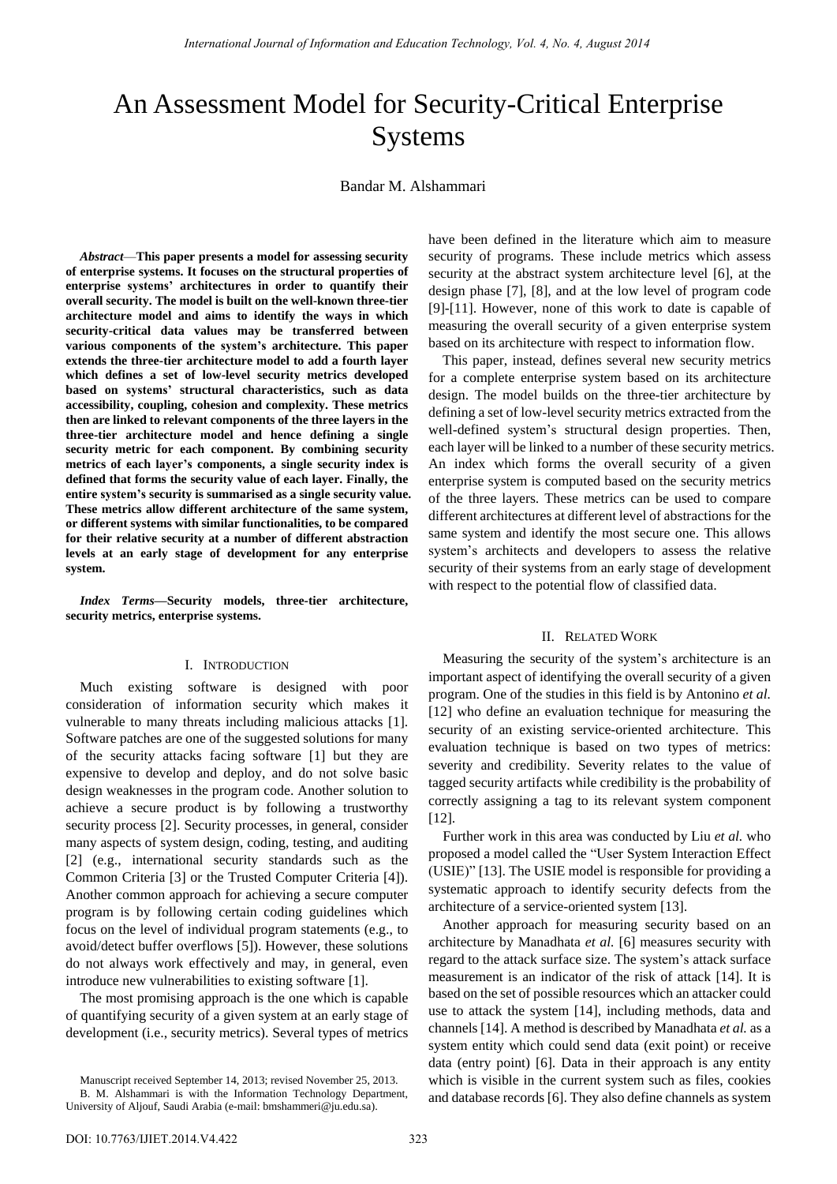# An Assessment Model for Security-Critical Enterprise Systems

Bandar M. Alshammari

***Abstract*—This paper presents a model for assessing security of enterprise systems. It focuses on the structural properties of enterprise systems' architectures in order to quantify their overall security. The model is built on the well-known three-tier architecture model and aims to identify the ways in which security-critical data values may be transferred between various components of the system's architecture. This paper extends the three-tier architecture model to add a fourth layer which defines a set of low-level security metrics developed based on systems' structural characteristics, such as data accessibility, coupling, cohesion and complexity. These metrics then are linked to relevant components of the three layers in the three-tier architecture model and hence defining a single security metric for each component. By combining security metrics of each layer's components, a single security index is defined that forms the security value of each layer. Finally, the entire system's security is summarised as a single security value. These metrics allow different architecture of the same system, or different systems with similar functionalities, to be compared for their relative security at a number of different abstraction levels at an early stage of development for any enterprise system.**

***Index Terms*—Security models, three-tier architecture, security metrics, enterprise systems.**

## I. Introduction

Much existing software is designed with poor consideration of information security which makes it vulnerable to many threats including malicious attacks [1]. Software patches are one of the suggested solutions for many of the security attacks facing software [1] but they are expensive to develop and deploy, and do not solve basic design weaknesses in the program code. Another solution to achieve a secure product is by following a trustworthy security process [2]. Security processes, in general, consider many aspects of system design, coding, testing, and auditing [2] (e.g., international security standards such as the Common Criteria [3] or the Trusted Computer Criteria [4]). Another common approach for achieving a secure computer program is by following certain coding guidelines which focus on the level of individual program statements (e.g., to avoid/detect buffer overflows [5]). However, these solutions do not always work effectively and may, in general, even introduce new vulnerabilities to existing software [1].

The most promising approach is the one which is capable of quantifying security of a given system at an early stage of development (i.e., security metrics). Several types of metrics have been defined in the literature which aim to measure security of programs. These include metrics which assess security at the abstract system architecture level [6], at the design phase [7], [8], and at the low level of program code [9]-[11]. However, none of this work to date is capable of measuring the overall security of a given enterprise system based on its architecture with respect to information flow.

This paper, instead, defines several new security metrics for a complete enterprise system based on its architecture design. The model builds on the three-tier architecture by defining a set of low-level security metrics extracted from the well-defined system's structural design properties. Then, each layer will be linked to a number of these security metrics. An index which forms the overall security of a given enterprise system is computed based on the security metrics of the three layers. These metrics can be used to compare different architectures at different level of abstractions for the same system and identify the most secure one. This allows system's architects and developers to assess the relative security of their systems from an early stage of development with respect to the potential flow of classified data.

## II. Related Work

Measuring the security of the system's architecture is an important aspect of identifying the overall security of a given program. One of the studies in this field is by Antonino *et al.* [12] who define an evaluation technique for measuring the security of an existing service-oriented architecture. This evaluation technique is based on two types of metrics: severity and credibility. Severity relates to the value of tagged security artifacts while credibility is the probability of correctly assigning a tag to its relevant system component [12].

Further work in this area was conducted by Liu *et al.* who proposed a model called the "User System Interaction Effect (USIE)" [13]. The USIE model is responsible for providing a systematic approach to identify security defects from the architecture of a service-oriented system [13].

Another approach for measuring security based on an architecture by Manadhata *et al.* [6] measures security with regard to the attack surface size. The system's attack surface measurement is an indicator of the risk of attack [14]. It is based on the set of possible resources which an attacker could use to attack the system [14], including methods, data and channels [14]. A method is described by Manadhata *et al.* as a system entity which could send data (exit point) or receive data (entry point) [6]. Data in their approach is any entity which is visible in the current system such as files, cookies and database records [6]. They also define channels as system

Manuscript received September 14, 2013; revised November 25, 2013.

B. M. Alshammari is with the Information Technology Department, University of Aljouf, Saudi Arabia (e-mail: bmshammeri@ju.edu.sa).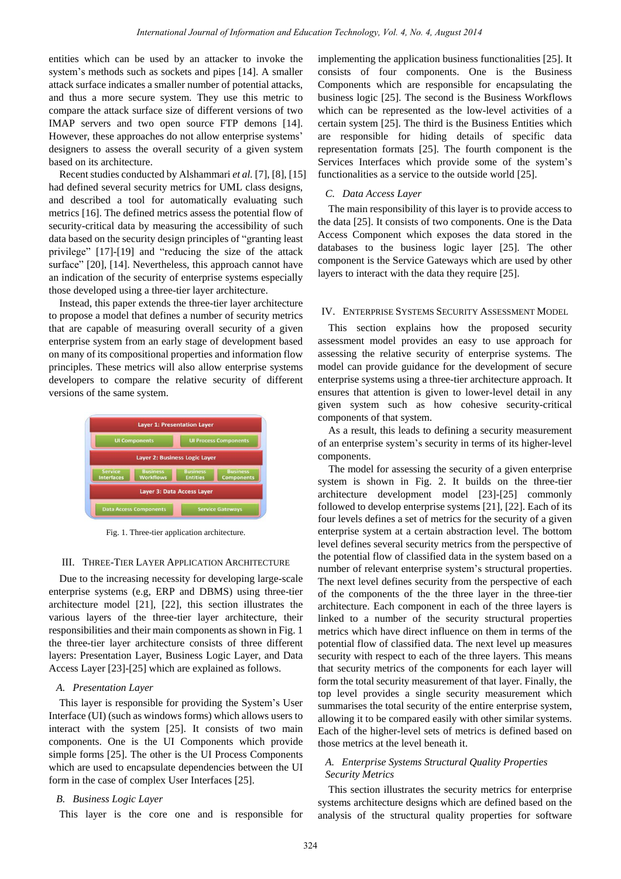entities which can be used by an attacker to invoke the system's methods such as sockets and pipes [14]. A smaller attack surface indicates a smaller number of potential attacks, and thus a more secure system. They use this metric to compare the attack surface size of different versions of two IMAP servers and two open source FTP demons [14]. However, these approaches do not allow enterprise systems' designers to assess the overall security of a given system based on its architecture.

Recent studies conducted by Alshammari *et al.* [7], [8], [15] had defined several security metrics for UML class designs, and described a tool for automatically evaluating such metrics [16]. The defined metrics assess the potential flow of security-critical data by measuring the accessibility of such data based on the security design principles of "granting least privilege" [17]-[19] and "reducing the size of the attack surface" [20], [14]. Nevertheless, this approach cannot have an indication of the security of enterprise systems especially those developed using a three-tier layer architecture.

Instead, this paper extends the three-tier layer architecture to propose a model that defines a number of security metrics that are capable of measuring overall security of a given enterprise system from an early stage of development based on many of its compositional properties and information flow principles. These metrics will also allow enterprise systems developers to compare the relative security of different versions of the same system.

Fig. 1. Three-tier application architecture.

## III. Three-Tier Layer Application Architecture

Due to the increasing necessity for developing large-scale enterprise systems (e.g, ERP and DBMS) using three-tier architecture model [21], [22], this section illustrates the various layers of the three-tier layer architecture, their responsibilities and their main components as shown in Fig. 1 the three-tier layer architecture consists of three different layers: Presentation Layer, Business Logic Layer, and Data Access Layer [23]-[25] which are explained as follows.

### *A. Presentation Layer*

This layer is responsible for providing the System's User Interface (UI) (such as windows forms) which allows users to interact with the system [25]. It consists of two main components. One is the UI Components which provide simple forms [25]. The other is the UI Process Components which are used to encapsulate dependencies between the UI form in the case of complex User Interfaces [25].

### *B. Business Logic Layer*

This layer is the core one and is responsible for implementing the application business functionalities [25]. It consists of four components. One is the Business Components which are responsible for encapsulating the business logic [25]. The second is the Business Workflows which can be represented as the low-level activities of a certain system [25]. The third is the Business Entities which are responsible for hiding details of specific data representation formats [25]. The fourth component is the Services Interfaces which provide some of the system's functionalities as a service to the outside world [25].

### *C. Data Access Layer*

The main responsibility of this layer is to provide access to the data [25]. It consists of two components. One is the Data Access Component which exposes the data stored in the databases to the business logic layer [25]. The other component is the Service Gateways which are used by other layers to interact with the data they require [25].

## IV. Enterprise Systems Security Assessment Model

This section explains how the proposed security assessment model provides an easy to use approach for assessing the relative security of enterprise systems. The model can provide guidance for the development of secure enterprise systems using a three-tier architecture approach. It ensures that attention is given to lower-level detail in any given system such as how cohesive security-critical components of that system.

As a result, this leads to defining a security measurement of an enterprise system's security in terms of its higher-level components.

The model for assessing the security of a given enterprise system is shown in Fig. 2. It builds on the three-tier architecture development model [23]-[25] commonly followed to develop enterprise systems [21], [22]. Each of its four levels defines a set of metrics for the security of a given enterprise system at a certain abstraction level. The bottom level defines several security metrics from the perspective of the potential flow of classified data in the system based on a number of relevant enterprise system's structural properties. The next level defines security from the perspective of each of the components of the the three layer in the three-tier architecture. Each component in each of the three layers is linked to a number of the security structural properties metrics which have direct influence on them in terms of the potential flow of classified data. The next level up measures security with respect to each of the three layers. This means that security metrics of the components for each layer will form the total security measurement of that layer. Finally, the top level provides a single security measurement which summarises the total security of the entire enterprise system, allowing it to be compared easily with other similar systems. Each of the higher-level sets of metrics is defined based on those metrics at the level beneath it.

### *A. Enterprise Systems Structural Quality Properties Security Metrics*

This section illustrates the security metrics for enterprise systems architecture designs which are defined based on the analysis of the structural quality properties for software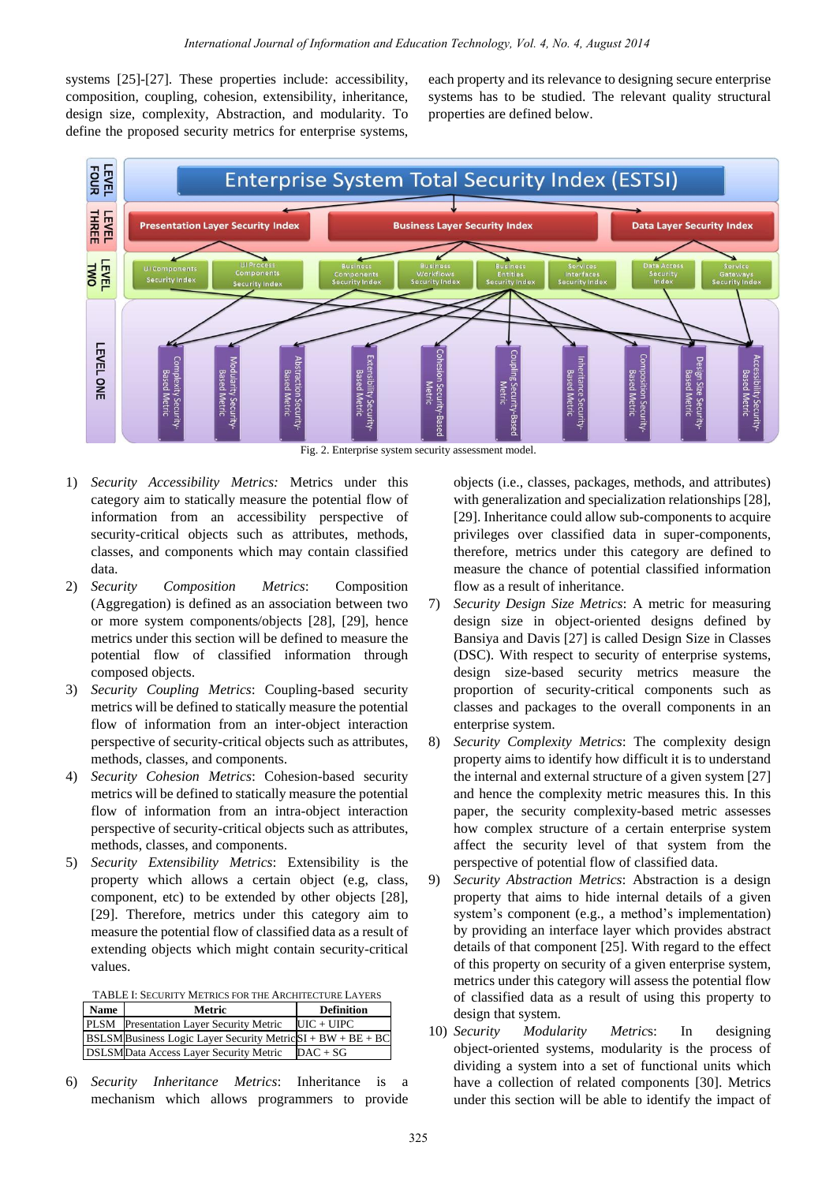systems [25]-[27]. These properties include: accessibility, composition, coupling, cohesion, extensibility, inheritance, design size, complexity, Abstraction, and modularity. To define the proposed security metrics for enterprise systems, each property and its relevance to designing secure enterprise systems has to be studied. The relevant quality structural properties are defined below.

Fig. 2. Enterprise system security assessment model.

1) *Security Accessibility Metrics:* Metrics under this category aim to statically measure the potential flow of information from an accessibility perspective of security-critical objects such as attributes, methods, classes, and components which may contain classified data.
2) *Security Composition Metrics*: Composition (Aggregation) is defined as an association between two or more system components/objects [28], [29], hence metrics under this section will be defined to measure the potential flow of classified information through composed objects.
3) *Security Coupling Metrics*: Coupling-based security metrics will be defined to statically measure the potential flow of information from an inter-object interaction perspective of security-critical objects such as attributes, methods, classes, and components.
4) *Security Cohesion Metrics*: Cohesion-based security metrics will be defined to statically measure the potential flow of information from an intra-object interaction perspective of security-critical objects such as attributes, methods, classes, and components.
5) *Security Extensibility Metrics*: Extensibility is the property which allows a certain object (e.g, class, component, etc) to be extended by other objects [28], [29]. Therefore, metrics under this category aim to measure the potential flow of classified data as a result of extending objects which might contain security-critical values.

TABLE I: SECURITY METRICS FOR THE ARCHITECTURE LAYERS

| Name | Metric | Definition |
|---|---|---|
| PLSM | Presentation Layer Security Metric | UIC + UIPC |
| BSLSM | Business Logic Layer Security Metric | SI + BW + BE + BC |
| DSLSM | Data Access Layer Security Metric | DAC + SG |

6) *Security Inheritance Metrics*: Inheritance is a mechanism which allows programmers to provide objects (i.e., classes, packages, methods, and attributes) with generalization and specialization relationships [28], [29]. Inheritance could allow sub-components to acquire privileges over classified data in super-components, therefore, metrics under this category are defined to measure the chance of potential classified information flow as a result of inheritance.
7) *Security Design Size Metrics*: A metric for measuring design size in object-oriented designs defined by Bansiya and Davis [27] is called Design Size in Classes (DSC). With respect to security of enterprise systems, design size-based security metrics measure the proportion of security-critical components such as classes and packages to the overall components in an enterprise system.
8) *Security Complexity Metrics*: The complexity design property aims to identify how difficult it is to understand the internal and external structure of a given system [27] and hence the complexity metric measures this. In this paper, the security complexity-based metric assesses how complex structure of a certain enterprise system affect the security level of that system from the perspective of potential flow of classified data.
9) *Security Abstraction Metrics*: Abstraction is a design property that aims to hide internal details of a given system's component (e.g., a method's implementation) by providing an interface layer which provides abstract details of that component [25]. With regard to the effect of this property on security of a given enterprise system, metrics under this category will assess the potential flow of classified data as a result of using this property to design that system.
10) *Security Modularity Metrics*: In designing object-oriented systems, modularity is the process of dividing a system into a set of functional units which have a collection of related components [30]. Metrics under this section will be able to identify the impact of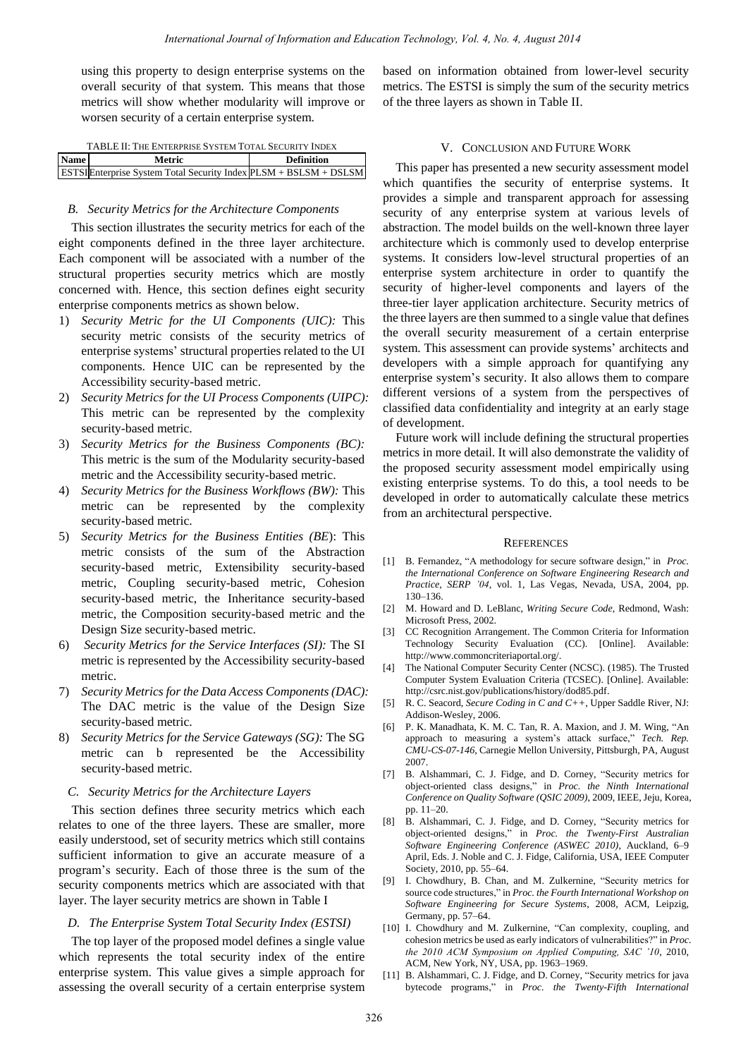using this property to design enterprise systems on the overall security of that system. This means that those metrics will show whether modularity will improve or worsen security of a certain enterprise system.

TABLE II: THE ENTERPRISE SYSTEM TOTAL SECURITY INDEX

| Name | Metric | Definition |
|---|---|---|
| ESTSI | Enterprise System Total Security Index | PLSM + BSLSM + DSLSM |

### B. Security Metrics for the Architecture Components

This section illustrates the security metrics for each of the eight components defined in the three layer architecture. Each component will be associated with a number of the structural properties security metrics which are mostly concerned with. Hence, this section defines eight security enterprise components metrics as shown below.

1) *Security Metric for the UI Components (UIC):* This security metric consists of the security metrics of enterprise systems' structural properties related to the UI components. Hence UIC can be represented by the Accessibility security-based metric.
2) *Security Metrics for the UI Process Components (UIPC):* This metric can be represented by the complexity security-based metric.
3) *Security Metrics for the Business Components (BC):* This metric is the sum of the Modularity security-based metric and the Accessibility security-based metric.
4) *Security Metrics for the Business Workflows (BW):* This metric can be represented by the complexity security-based metric.
5) *Security Metrics for the Business Entities (BE)*: This metric consists of the sum of the Abstraction security-based metric, Extensibility security-based metric, Coupling security-based metric, Cohesion security-based metric, the Inheritance security-based metric, the Composition security-based metric and the Design Size security-based metric.
6) *Security Metrics for the Service Interfaces (SI):* The SI metric is represented by the Accessibility security-based metric.
7) *Security Metrics for the Data Access Components (DAC):* The DAC metric is the value of the Design Size security-based metric.
8) *Security Metrics for the Service Gateways (SG):* The SG metric can b represented be the Accessibility security-based metric.

### C. Security Metrics for the Architecture Layers

This section defines three security metrics which each relates to one of the three layers. These are smaller, more easily understood, set of security metrics which still contains sufficient information to give an accurate measure of a program's security. Each of those three is the sum of the security components metrics which are associated with that layer. The layer security metrics are shown in Table I

### D. The Enterprise System Total Security Index (ESTSI)

The top layer of the proposed model defines a single value which represents the total security index of the entire enterprise system. This value gives a simple approach for assessing the overall security of a certain enterprise system based on information obtained from lower-level security metrics. The ESTSI is simply the sum of the security metrics of the three layers as shown in Table II.

## V. CONCLUSION AND FUTURE WORK

This paper has presented a new security assessment model which quantifies the security of enterprise systems. It provides a simple and transparent approach for assessing security of any enterprise system at various levels of abstraction. The model builds on the well-known three layer architecture which is commonly used to develop enterprise systems. It considers low-level structural properties of an enterprise system architecture in order to quantify the security of higher-level components and layers of the three-tier layer application architecture. Security metrics of the three layers are then summed to a single value that defines the overall security measurement of a certain enterprise system. This assessment can provide systems' architects and developers with a simple approach for quantifying any enterprise system's security. It also allows them to compare different versions of a system from the perspectives of classified data confidentiality and integrity at an early stage of development.

Future work will include defining the structural properties metrics in more detail. It will also demonstrate the validity of the proposed security assessment model empirically using existing enterprise systems. To do this, a tool needs to be developed in order to automatically calculate these metrics from an architectural perspective.

## REFERENCES

[1] B. Fernandez, "A methodology for secure software design," in *Proc. the International Conference on Software Engineering Research and Practice, SERP '04*, vol. 1, Las Vegas, Nevada, USA, 2004, pp. 130–136.

[2] M. Howard and D. LeBlanc, *Writing Secure Code*, Redmond, Wash: Microsoft Press, 2002.

[3] CC Recognition Arrangement. The Common Criteria for Information Technology Security Evaluation (CC). [Online]. Available: http://www.commoncriteriaportal.org/.

[4] The National Computer Security Center (NCSC). (1985). The Trusted Computer System Evaluation Criteria (TCSEC). [Online]. Available: http://csrc.nist.gov/publications/history/dod85.pdf.

[5] R. C. Seacord, *Secure Coding in C and C++*, Upper Saddle River, NJ: Addison-Wesley, 2006.

[6] P. K. Manadhata, K. M. C. Tan, R. A. Maxion, and J. M. Wing, "An approach to measuring a system's attack surface," *Tech. Rep. CMU-CS-07-146*, Carnegie Mellon University, Pittsburgh, PA, August 2007.

[7] B. Alshammari, C. J. Fidge, and D. Corney, "Security metrics for object-oriented class designs," in *Proc. the Ninth International Conference on Quality Software (QSIC 2009)*, 2009, IEEE, Jeju, Korea, pp. 11–20.

[8] B. Alshammari, C. J. Fidge, and D. Corney, "Security metrics for object-oriented designs," in *Proc. the Twenty-First Australian Software Engineering Conference (ASWEC 2010)*, Auckland, 6–9 April, Eds. J. Noble and C. J. Fidge, California, USA, IEEE Computer Society, 2010, pp. 55–64.

[9] I. Chowdhury, B. Chan, and M. Zulkernine, "Security metrics for source code structures," in *Proc. the Fourth International Workshop on Software Engineering for Secure Systems*, 2008, ACM, Leipzig, Germany, pp. 57–64.

[10] I. Chowdhury and M. Zulkernine, "Can complexity, coupling, and cohesion metrics be used as early indicators of vulnerabilities?" in *Proc. the 2010 ACM Symposium on Applied Computing, SAC '10*, 2010, ACM, New York, NY, USA, pp. 1963–1969.

[11] B. Alshammari, C. J. Fidge, and D. Corney, "Security metrics for java bytecode programs," in *Proc. the Twenty-Fifth International*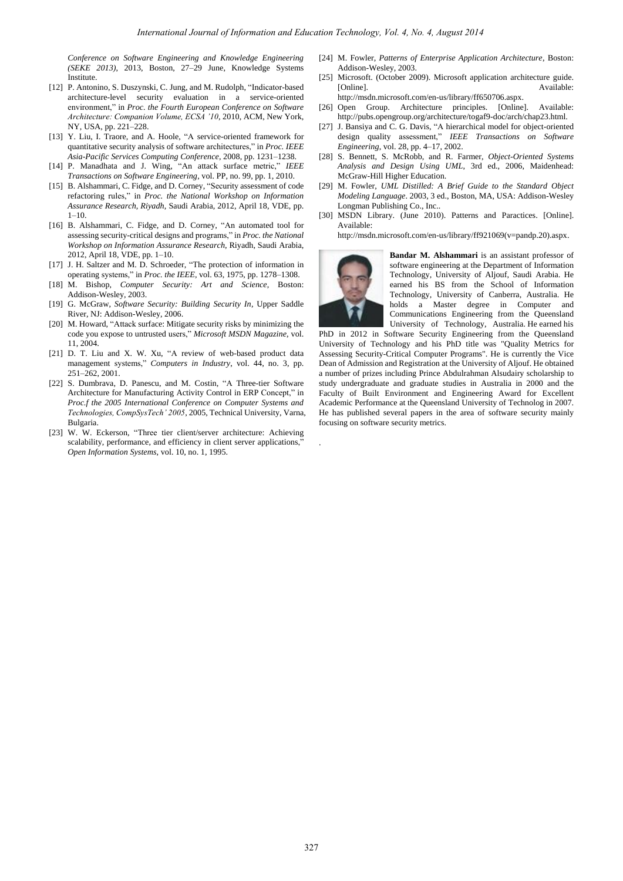*Conference on Software Engineering and Knowledge Engineering (SEKE 2013)*, 2013, Boston, 27–29 June, Knowledge Systems Institute.

[12] P. Antonino, S. Duszynski, C. Jung, and M. Rudolph, "Indicator-based architecture-level security evaluation in a service-oriented environment," in *Proc. the Fourth European Conference on Software Architecture: Companion Volume, ECSA '10*, 2010, ACM, New York, NY, USA, pp. 221–228.

[13] Y. Liu, I. Traore, and A. Hoole, "A service-oriented framework for quantitative security analysis of software architectures," in *Proc. IEEE Asia-Pacific Services Computing Conference*, 2008, pp. 1231–1238.

[14] P. Manadhata and J. Wing, "An attack surface metric," *IEEE Transactions on Software Engineering*, vol. PP, no. 99, pp. 1, 2010.

[15] B. Alshammari, C. Fidge, and D. Corney, "Security assessment of code refactoring rules," in *Proc. the National Workshop on Information Assurance Research, Riyadh*, Saudi Arabia, 2012, April 18, VDE, pp. 1–10.

[16] B. Alshammari, C. Fidge, and D. Corney, "An automated tool for assessing security-critical designs and programs," in *Proc. the National Workshop on Information Assurance Research*, Riyadh, Saudi Arabia, 2012, April 18, VDE, pp. 1–10.

[17] J. H. Saltzer and M. D. Schroeder, "The protection of information in operating systems," in *Proc. the IEEE*, vol. 63, 1975, pp. 1278–1308.

[18] M. Bishop, *Computer Security: Art and Science*, Boston: Addison-Wesley, 2003.

[19] G. McGraw, *Software Security: Building Security In*, Upper Saddle River, NJ: Addison-Wesley, 2006.

[20] M. Howard, "Attack surface: Mitigate security risks by minimizing the code you expose to untrusted users," *Microsoft MSDN Magazine*, vol. 11, 2004.

[21] D. T. Liu and X. W. Xu, "A review of web-based product data management systems," *Computers in Industry*, vol. 44, no. 3, pp. 251–262, 2001.

[22] S. Dumbrava, D. Panescu, and M. Costin, "A Three-tier Software Architecture for Manufacturing Activity Control in ERP Concept," in *Proc.f the 2005 International Conference on Computer Systems and Technologies, CompSysTech' 2005*, 2005, Technical University, Varna, Bulgaria.

[23] W. W. Eckerson, "Three tier client/server architecture: Achieving scalability, performance, and efficiency in client server applications," *Open Information Systems*, vol. 10, no. 1, 1995.

[24] M. Fowler, *Patterns of Enterprise Application Architecture*, Boston: Addison-Wesley, 2003.

[25] Microsoft. (October 2009). Microsoft application architecture guide. [Online]. Available: http://msdn.microsoft.com/en-us/library/ff650706.aspx.

[26] Open Group. Architecture principles. [Online]. Available: http://pubs.opengroup.org/architecture/togaf9-doc/arch/chap23.html.

[27] J. Bansiya and C. G. Davis, "A hierarchical model for object-oriented design quality assessment," *IEEE Transactions on Software Engineering*, vol. 28, pp. 4–17, 2002.

[28] S. Bennett, S. McRobb, and R. Farmer, *Object-Oriented Systems Analysis and Design Using UML*, 3rd ed., 2006, Maidenhead: McGraw-Hill Higher Education.

[29] M. Fowler, *UML Distilled: A Brief Guide to the Standard Object Modeling Language*. 2003, 3 ed., Boston, MA, USA: Addison-Wesley Longman Publishing Co., Inc..

[30] MSDN Library. (June 2010). Patterns and Paractices. [Online]. Available: http://msdn.microsoft.com/en-us/library/ff921069(v=pandp.20).aspx.

**Bandar M. Alshammari** is an assistant professor of software engineering at the Department of Information Technology, University of Aljouf, Saudi Arabia. He earned his BS from the School of Information Technology, University of Canberra, Australia. He holds a Master degree in Computer and Communications Engineering from the Queensland University of Technology, Australia. He earned his PhD in 2012 in Software Security Engineering from the Queensland University of Technology and his PhD title was "Quality Metrics for Assessing Security-Critical Computer Programs". He is currently the Vice Dean of Admission and Registration at the University of Aljouf. He obtained a number of prizes including Prince Abdulrahman Alsudairy scholarship to study undergraduate and graduate studies in Australia in 2000 and the Faculty of Built Environment and Engineering Award for Excellent Academic Performance at the Queensland University of Technolog in 2007. He has published several papers in the area of software security mainly focusing on software security metrics.